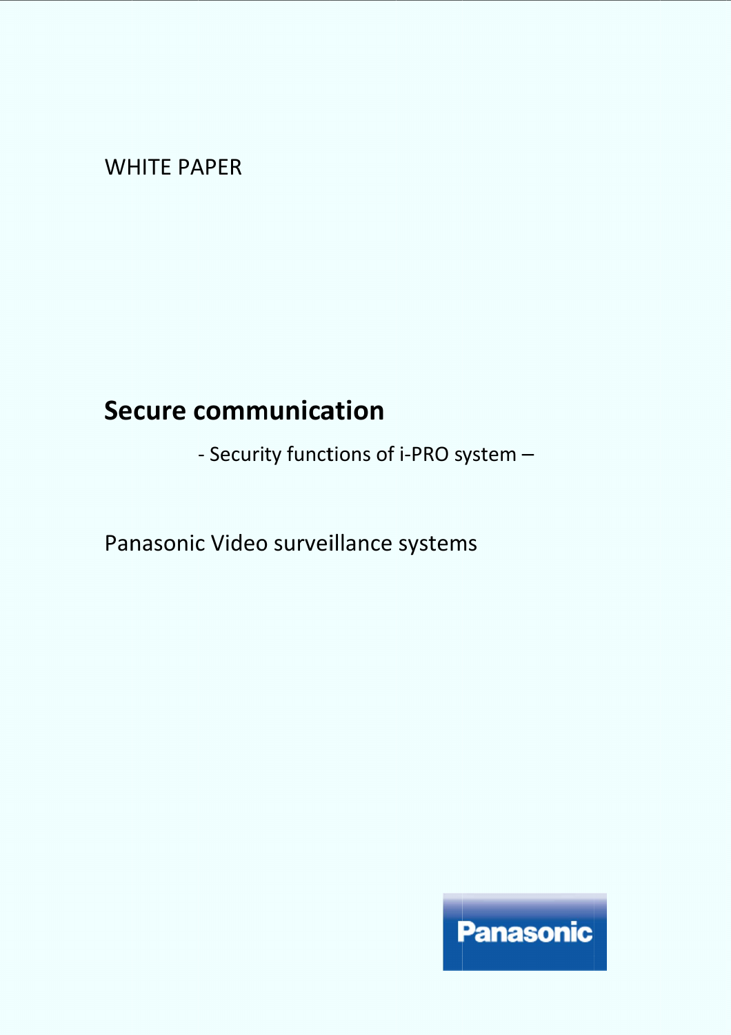WHITE PAPER

# Secure communication

- Security functions of i-PRO system –

Panasonic Video surveillance systems

Panasonic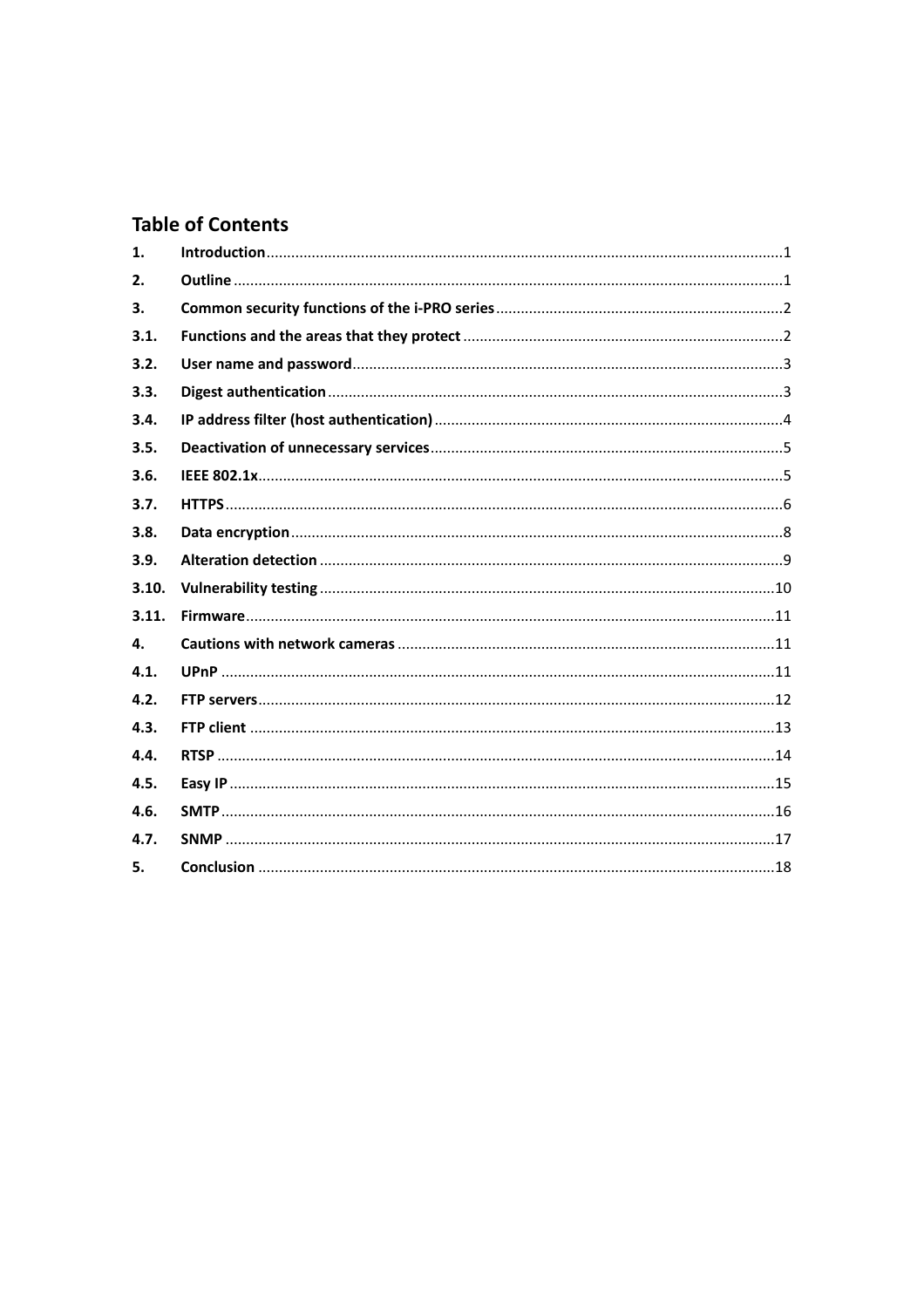## Table of Contents

| | | |
|---|---|---|
| 1. | Introduction | 1 |
| 2. | Outline | 1 |
| 3. | Common security functions of the i-PRO series | 2 |
| 3.1. | Functions and the areas that they protect | 2 |
| 3.2. | User name and password | 3 |
| 3.3. | Digest authentication | 3 |
| 3.4. | IP address filter (host authentication) | 4 |
| 3.5. | Deactivation of unnecessary services | 5 |
| 3.6. | IEEE 802.1x | 5 |
| 3.7. | HTTPS | 6 |
| 3.8. | Data encryption | 8 |
| 3.9. | Alteration detection | 9 |
| 3.10. | Vulnerability testing | 10 |
| 3.11. | Firmware | 11 |
| 4. | Cautions with network cameras | 11 |
| 4.1. | UPnP | 11 |
| 4.2. | FTP servers | 12 |
| 4.3. | FTP client | 13 |
| 4.4. | RTSP | 14 |
| 4.5. | Easy IP | 15 |
| 4.6. | SMTP | 16 |
| 4.7. | SNMP | 17 |
| 5. | Conclusion | 18 |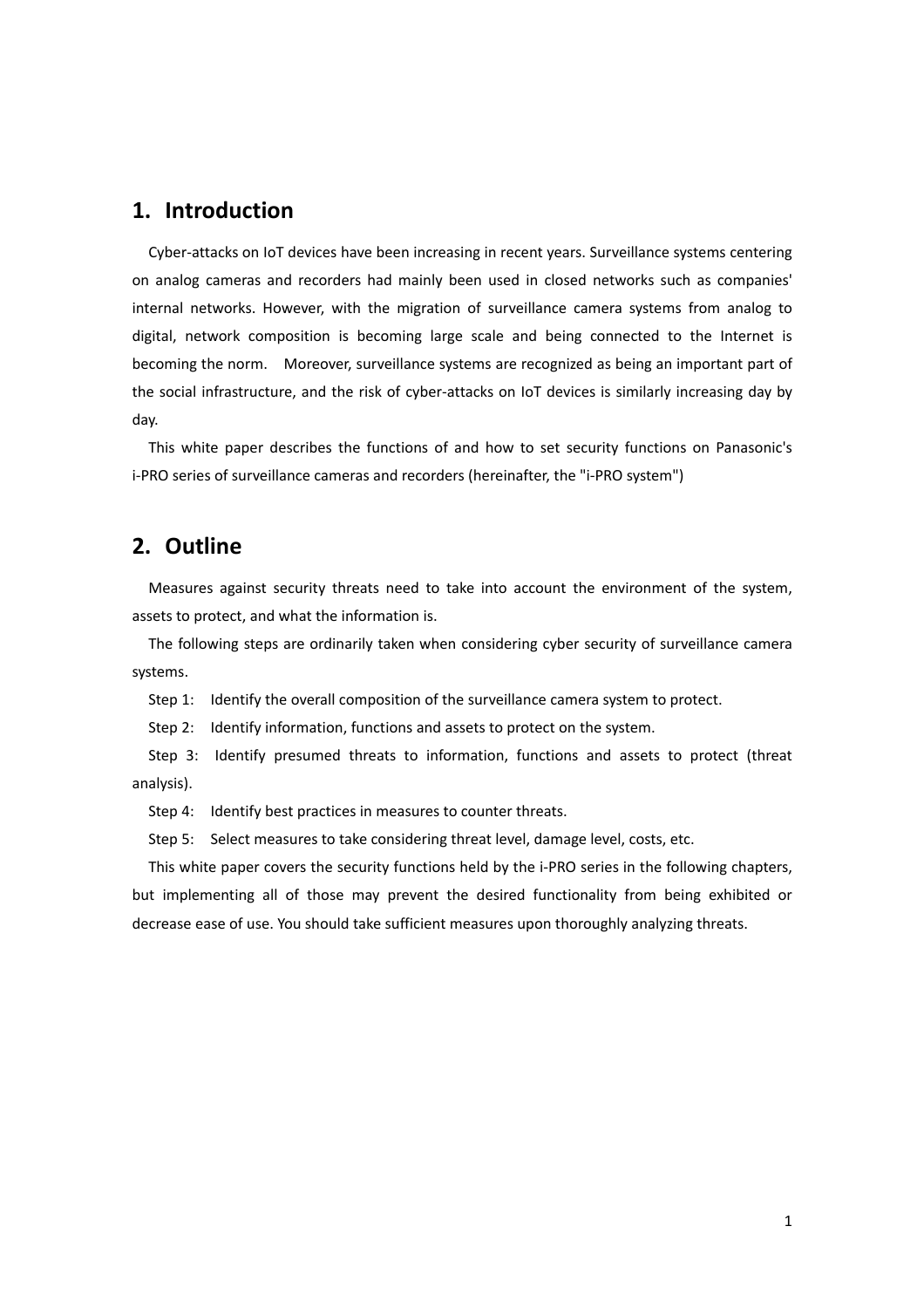## 1. Introduction

Cyber-attacks on IoT devices have been increasing in recent years. Surveillance systems centering on analog cameras and recorders had mainly been used in closed networks such as companies' internal networks. However, with the migration of surveillance camera systems from analog to digital, network composition is becoming large scale and being connected to the Internet is becoming the norm. Moreover, surveillance systems are recognized as being an important part of the social infrastructure, and the risk of cyber-attacks on IoT devices is similarly increasing day by day.

This white paper describes the functions of and how to set security functions on Panasonic's i-PRO series of surveillance cameras and recorders (hereinafter, the "i-PRO system")

## 2. Outline

Measures against security threats need to take into account the environment of the system, assets to protect, and what the information is.

The following steps are ordinarily taken when considering cyber security of surveillance camera systems.

Step 1: Identify the overall composition of the surveillance camera system to protect.

Step 2: Identify information, functions and assets to protect on the system.

Step 3: Identify presumed threats to information, functions and assets to protect (threat analysis).

Step 4: Identify best practices in measures to counter threats.

Step 5: Select measures to take considering threat level, damage level, costs, etc.

This white paper covers the security functions held by the i-PRO series in the following chapters, but implementing all of those may prevent the desired functionality from being exhibited or decrease ease of use. You should take sufficient measures upon thoroughly analyzing threats.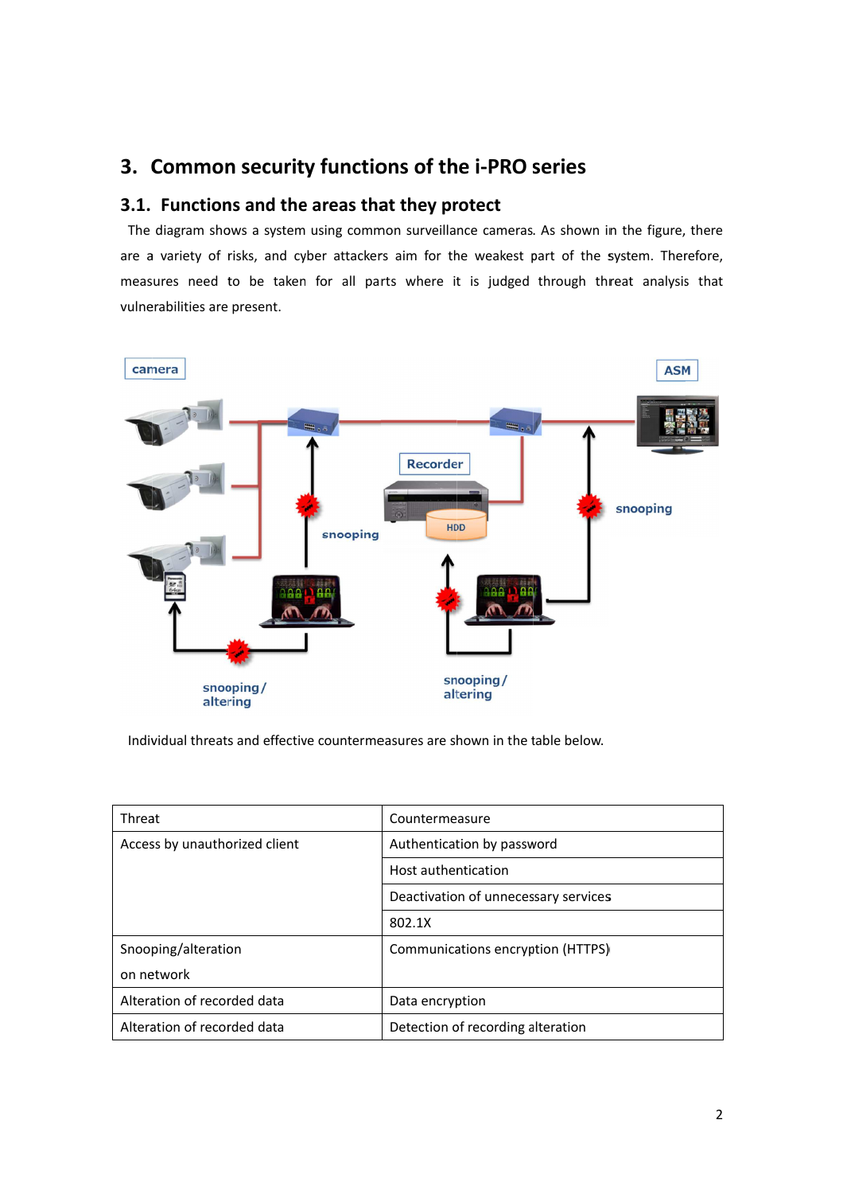# 3. Common security functions of the i-PRO series

## 3.1. Functions and the areas they protect

The diagram shows a system using common surveillance cameras. As shown in the figure, there are a variety of risks, and cyber attackers aim for the weakest part of the system. Therefore, measures need to be taken for all parts where it is judged through threat analysis that vulnerabilities are present.

Individual threats and effective countermeasures are shown in the table below.

| Threat | Countermeasure |
| --- | --- |
| Access by unauthorized client | Authentication by password |
| | Host authentication |
| | Deactivation of unnecessary services |
| | 802.1X |
| Snooping/alteration on network | Communications encryption (HTTPS) |
| Alteration of recorded data | Data encryption |
| Alteration of recorded data | Detection of recording alteration |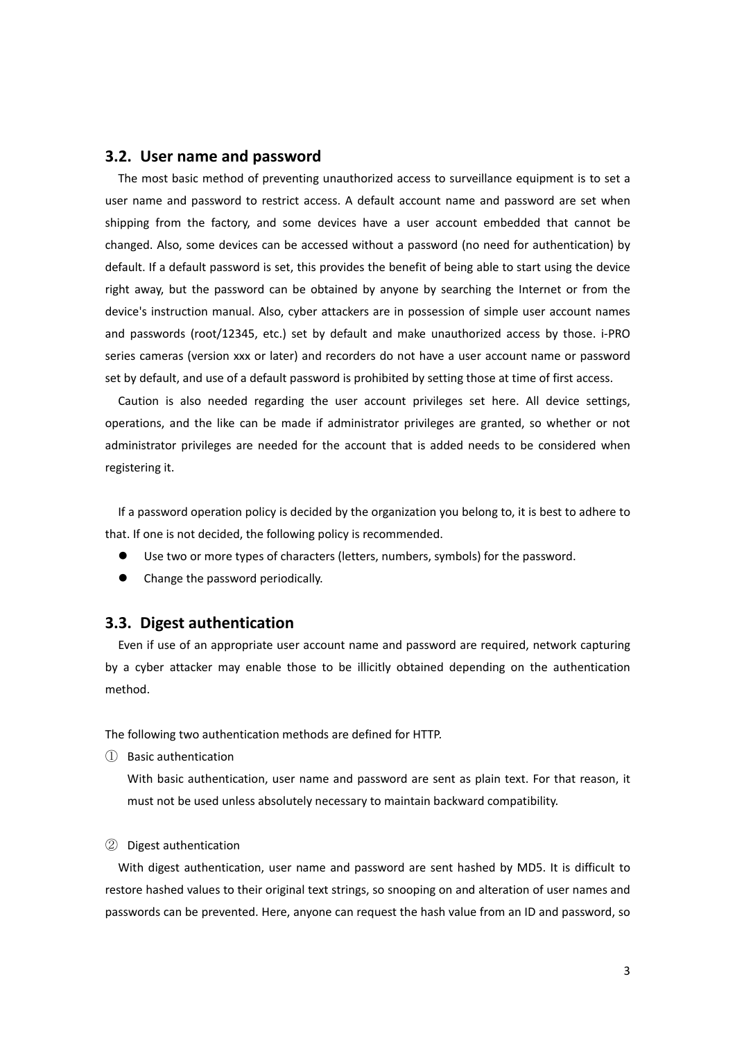## 3.2. User name and password

The most basic method of preventing unauthorized access to surveillance equipment is to set a user name and password to restrict access. A default account name and password are set when shipping from the factory, and some devices have a user account embedded that cannot be changed. Also, some devices can be accessed without a password (no need for authentication) by default. If a default password is set, this provides the benefit of being able to start using the device right away, but the password can be obtained by anyone by searching the Internet or from the device's instruction manual. Also, cyber attackers are in possession of simple user account names and passwords (root/12345, etc.) set by default and make unauthorized access by those. i-PRO series cameras (version xxx or later) and recorders do not have a user account name or password set by default, and use of a default password is prohibited by setting those at time of first access.

Caution is also needed regarding the user account privileges set here. All device settings, operations, and the like can be made if administrator privileges are granted, so whether or not administrator privileges are needed for the account that is added needs to be considered when registering it.

If a password operation policy is decided by the organization you belong to, it is best to adhere to that. If one is not decided, the following policy is recommended.

- Use two or more types of characters (letters, numbers, symbols) for the password.
- Change the password periodically.

## 3.3. Digest authentication

Even if use of an appropriate user account name and password are required, network capturing by a cyber attacker may enable those to be illicitly obtained depending on the authentication method.

The following two authentication methods are defined for HTTP.

① Basic authentication

With basic authentication, user name and password are sent as plain text. For that reason, it must not be used unless absolutely necessary to maintain backward compatibility.

② Digest authentication

With digest authentication, user name and password are sent hashed by MD5. It is difficult to restore hashed values to their original text strings, so snooping on and alteration of user names and passwords can be prevented. Here, anyone can request the hash value from an ID and password, so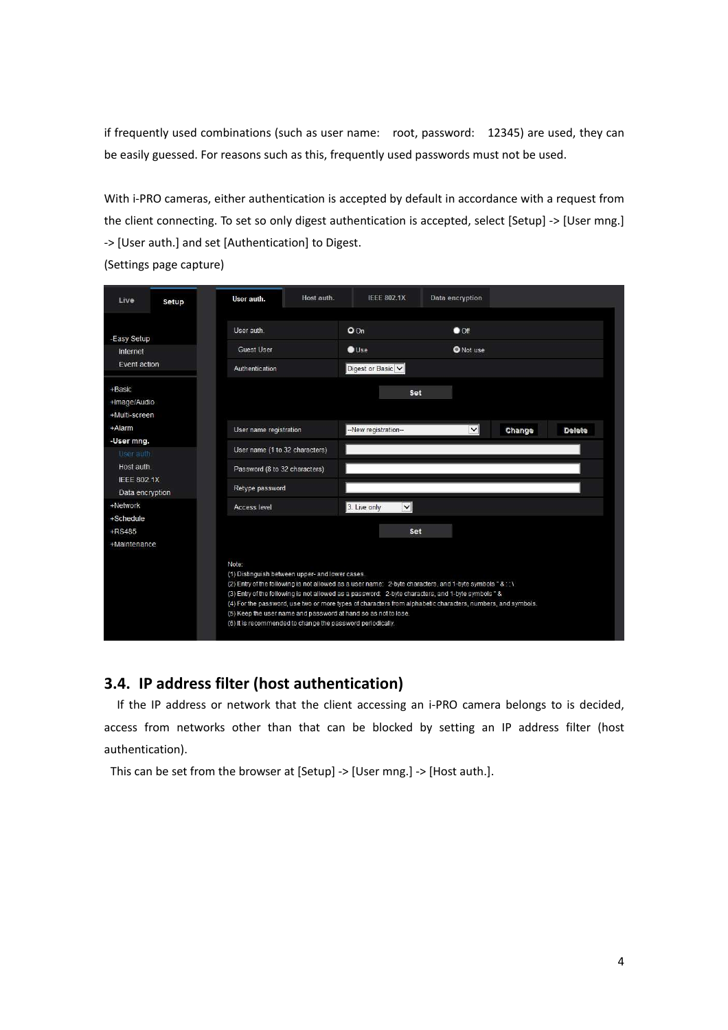if frequently used combinations (such as user name: root, password: 12345) are used, they can be easily guessed. For reasons such as this, frequently used passwords must not be used.

With i-PRO cameras, either authentication is accepted by default in accordance with a request from the client connecting. To set so only digest authentication is accepted, select [Setup] -> [User mng.] -> [User auth.] and set [Authentication] to Digest.

(Settings page capture)

## 3.4. IP address filter (host authentication)

If the IP address or network that the client accessing an i-PRO camera belongs to is decided, access from networks other than that can be blocked by setting an IP address filter (host authentication).

This can be set from the browser at [Setup] -> [User mng.] -> [Host auth.].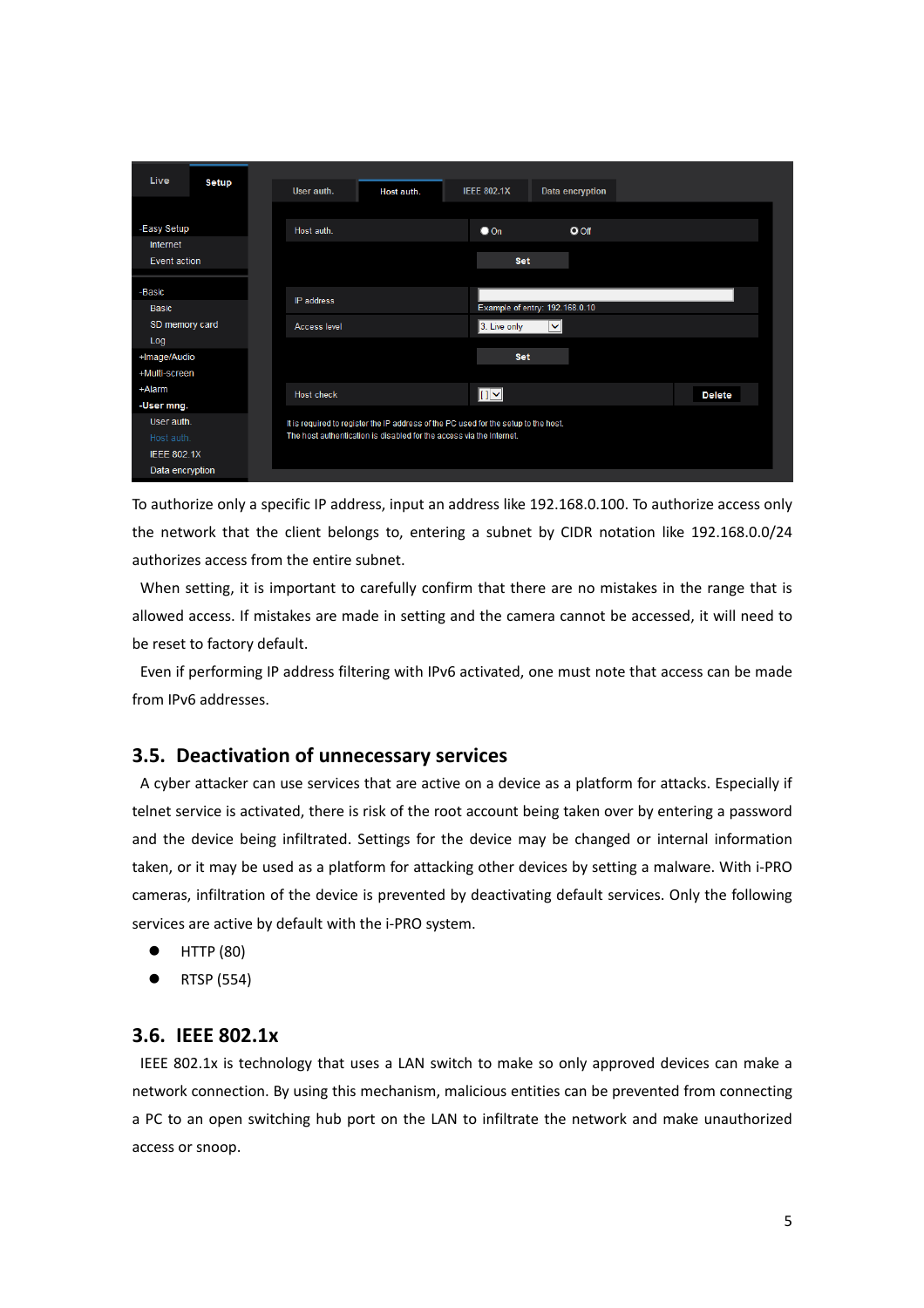To authorize only a specific IP address, input an address like 192.168.0.100. To authorize access only the network that the client belongs to, entering a subnet by CIDR notation like 192.168.0.0/24 authorizes access from the entire subnet.

When setting, it is important to carefully confirm that there are no mistakes in the range that is allowed access. If mistakes are made in setting and the camera cannot be accessed, it will need to be reset to factory default.

Even if performing IP address filtering with IPv6 activated, one must note that access can be made from IPv6 addresses.

## 3.5. Deactivation of unnecessary services

A cyber attacker can use services that are active on a device as a platform for attacks. Especially if telnet service is activated, there is risk of the root account being taken over by entering a password and the device being infiltrated. Settings for the device may be changed or internal information taken, or it may be used as a platform for attacking other devices by setting a malware. With i-PRO cameras, infiltration of the device is prevented by deactivating default services. Only the following services are active by default with the i-PRO system.

- HTTP (80)
- RTSP (554)

## 3.6. IEEE 802.1x

IEEE 802.1x is technology that uses a LAN switch to make so only approved devices can make a network connection. By using this mechanism, malicious entities can be prevented from connecting a PC to an open switching hub port on the LAN to infiltrate the network and make unauthorized access or snoop.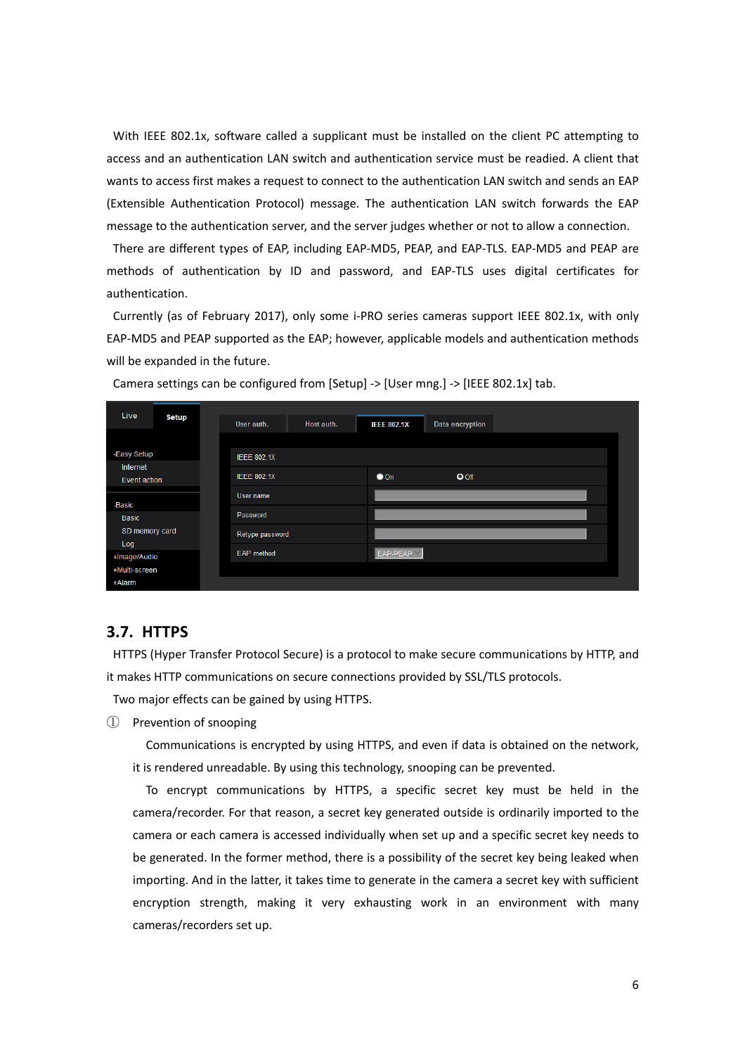With IEEE 802.1x, software called a supplicant must be installed on the client PC attempting to access and an authentication LAN switch and authentication service must be readied. A client that wants to access first makes a request to connect to the authentication LAN switch and sends an EAP (Extensible Authentication Protocol) message. The authentication LAN switch forwards the EAP message to the authentication server, and the server judges whether or not to allow a connection.

There are different types of EAP, including EAP-MD5, PEAP, and EAP-TLS. EAP-MD5 and PEAP are methods of authentication by ID and password, and EAP-TLS uses digital certificates for authentication.

Currently (as of February 2017), only some i-PRO series cameras support IEEE 802.1x, with only EAP-MD5 and PEAP supported as the EAP; however, applicable models and authentication methods will be expanded in the future.

Camera settings can be configured from [Setup] -> [User mng.] -> [IEEE 802.1x] tab.

## 3.7. HTTPS

HTTPS (Hyper Transfer Protocol Secure) is a protocol to make secure communications by HTTP, and it makes HTTP communications on secure connections provided by SSL/TLS protocols.

Two major effects can be gained by using HTTPS.

① Prevention of snooping

Communications is encrypted by using HTTPS, and even if data is obtained on the network, it is rendered unreadable. By using this technology, snooping can be prevented.

To encrypt communications by HTTPS, a specific secret key must be held in the camera/recorder. For that reason, a secret key generated outside is ordinarily imported to the camera or each camera is accessed individually when set up and a specific secret key needs to be generated. In the former method, there is a possibility of the secret key being leaked when importing. And in the latter, it takes time to generate in the camera a secret key with sufficient encryption strength, making it very exhausting work in an environment with many cameras/recorders set up.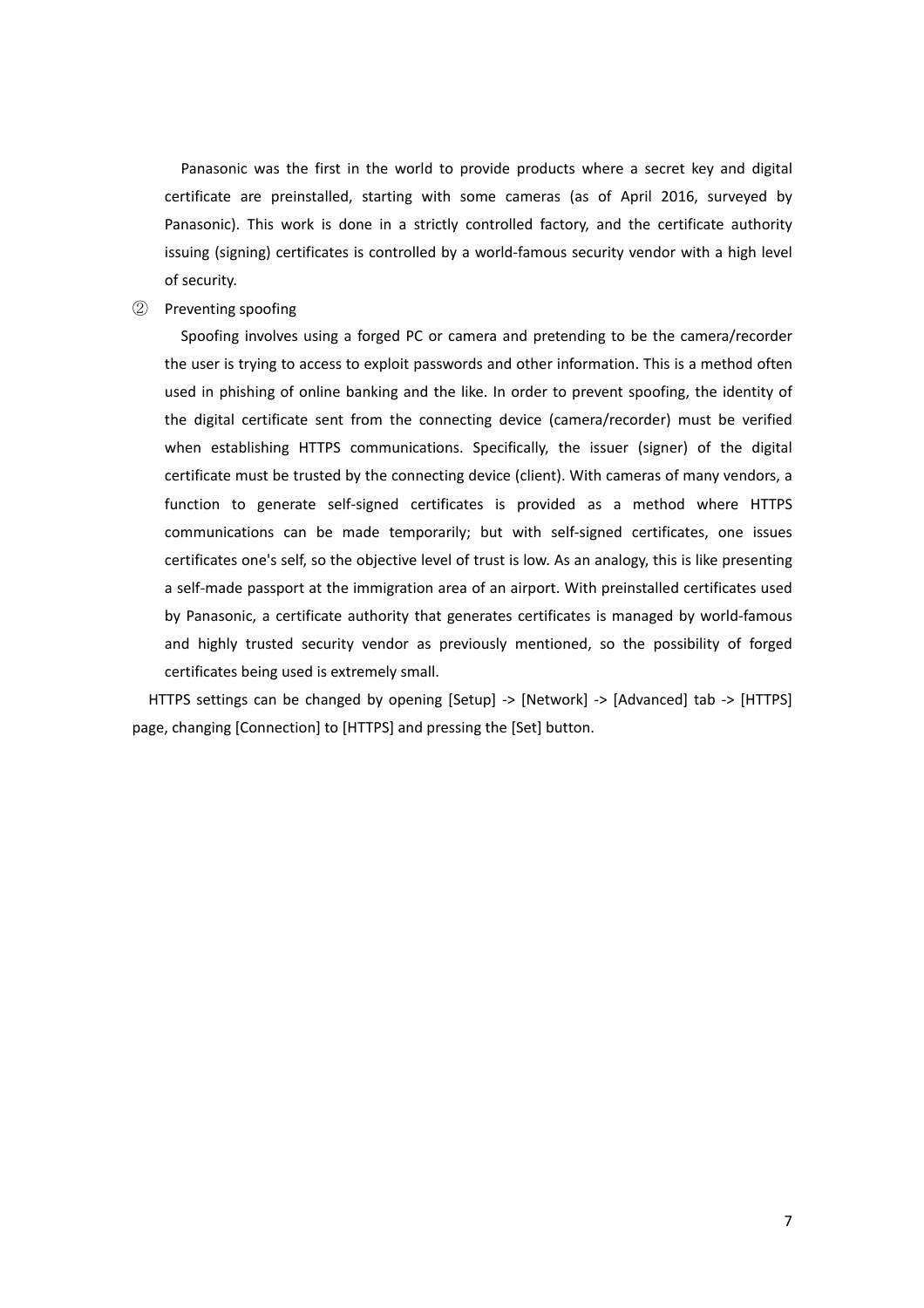Panasonic was the first in the world to provide products where a secret key and digital certificate are preinstalled, starting with some cameras (as of April 2016, surveyed by Panasonic). This work is done in a strictly controlled factory, and the certificate authority issuing (signing) certificates is controlled by a world-famous security vendor with a high level of security.

② Preventing spoofing

Spoofing involves using a forged PC or camera and pretending to be the camera/recorder the user is trying to access to exploit passwords and other information. This is a method often used in phishing of online banking and the like. In order to prevent spoofing, the identity of the digital certificate sent from the connecting device (camera/recorder) must be verified when establishing HTTPS communications. Specifically, the issuer (signer) of the digital certificate must be trusted by the connecting device (client). With cameras of many vendors, a function to generate self-signed certificates is provided as a method where HTTPS communications can be made temporarily; but with self-signed certificates, one issues certificates one's self, so the objective level of trust is low. As an analogy, this is like presenting a self-made passport at the immigration area of an airport. With preinstalled certificates used by Panasonic, a certificate authority that generates certificates is managed by world-famous and highly trusted security vendor as previously mentioned, so the possibility of forged certificates being used is extremely small.

HTTPS settings can be changed by opening [Setup] -> [Network] -> [Advanced] tab -> [HTTPS] page, changing [Connection] to [HTTPS] and pressing the [Set] button.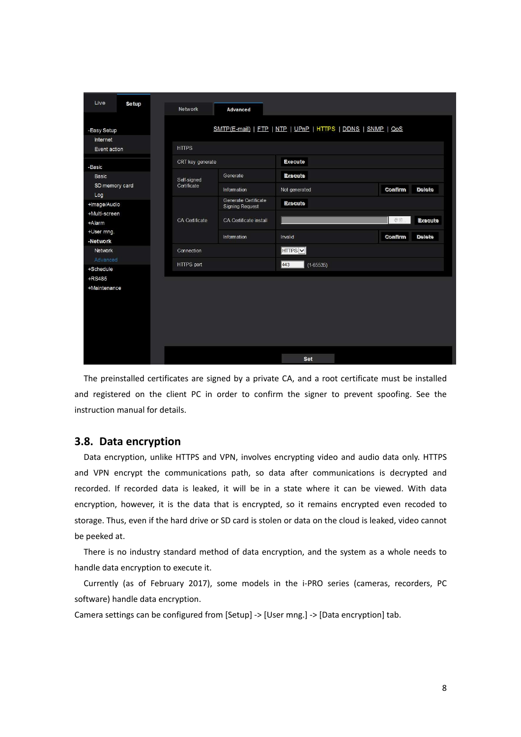The preinstalled certificates are signed by a private CA, and a root certificate must be installed and registered on the client PC in order to confirm the signer to prevent spoofing. See the instruction manual for details.

## 3.8. Data encryption

Data encryption, unlike HTTPS and VPN, involves encrypting video and audio data only. HTTPS and VPN encrypt the communications path, so data after communications is decrypted and recorded. If recorded data is leaked, it will be in a state where it can be viewed. With data encryption, however, it is the data that is encrypted, so it remains encrypted even recoded to storage. Thus, even if the hard drive or SD card is stolen or data on the cloud is leaked, video cannot be peeked at.

There is no industry standard method of data encryption, and the system as a whole needs to handle data encryption to execute it.

Currently (as of February 2017), some models in the i-PRO series (cameras, recorders, PC software) handle data encryption.

Camera settings can be configured from [Setup] -> [User mng.] -> [Data encryption] tab.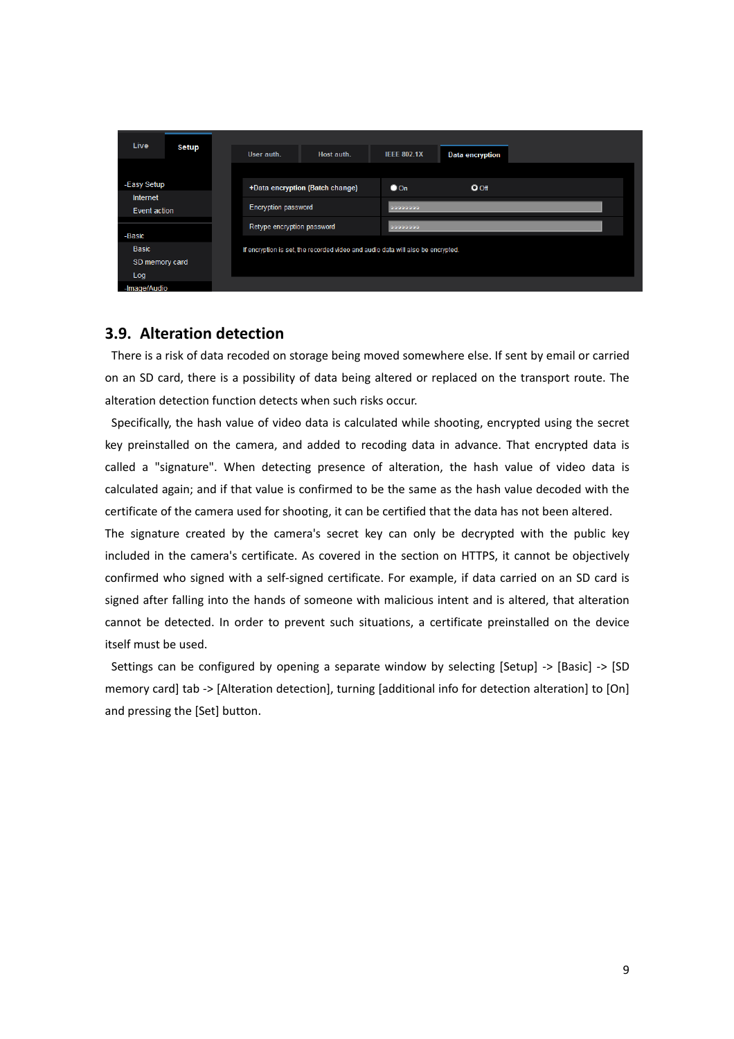## 3.9. Alteration detection

There is a risk of data recoded on storage being moved somewhere else. If sent by email or carried on an SD card, there is a possibility of data being altered or replaced on the transport route. The alteration detection function detects when such risks occur.

Specifically, the hash value of video data is calculated while shooting, encrypted using the secret key preinstalled on the camera, and added to recoding data in advance. That encrypted data is called a "signature". When detecting presence of alteration, the hash value of video data is calculated again; and if that value is confirmed to be the same as the hash value decoded with the certificate of the camera used for shooting, it can be certified that the data has not been altered.

The signature created by the camera's secret key can only be decrypted with the public key included in the camera's certificate. As covered in the section on HTTPS, it cannot be objectively confirmed who signed with a self-signed certificate. For example, if data carried on an SD card is signed after falling into the hands of someone with malicious intent and is altered, that alteration cannot be detected. In order to prevent such situations, a certificate preinstalled on the device itself must be used.

Settings can be configured by opening a separate window by selecting [Setup] -> [Basic] -> [SD memory card] tab -> [Alteration detection], turning [additional info for detection alteration] to [On] and pressing the [Set] button.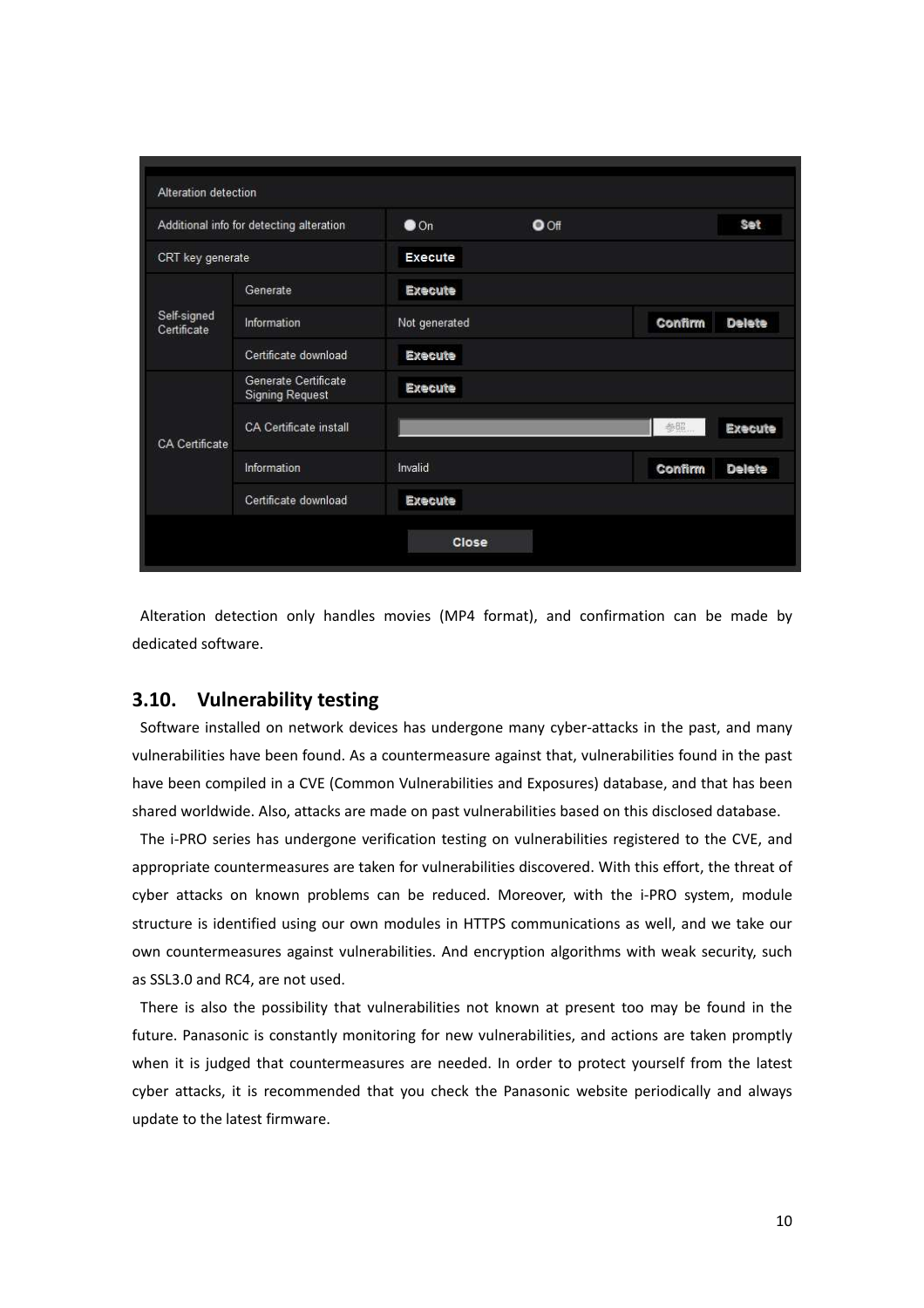| Alteration detection | | | |
|---|---|---|---|
| Additional info for detecting alteration | | On / Off | Set |
| CRT key generate | | Execute | |
| Self-signed Certificate | Generate | Execute | |
| | Information | Not generated | Confirm / Delete |
| | Certificate download | Execute | |
| CA Certificate | Generate Certificate Signing Request | Execute | |
| | CA Certificate install | 参照... | Execute |
| | Information | Invalid | Confirm / Delete |
| | Certificate download | Execute | |
| | | Close | |

Alteration detection only handles movies (MP4 format), and confirmation can be made by dedicated software.

## 3.10. Vulnerability testing

Software installed on network devices has undergone many cyber-attacks in the past, and many vulnerabilities have been found. As a countermeasure against that, vulnerabilities found in the past have been compiled in a CVE (Common Vulnerabilities and Exposures) database, and that has been shared worldwide. Also, attacks are made on past vulnerabilities based on this disclosed database.

The i-PRO series has undergone verification testing on vulnerabilities registered to the CVE, and appropriate countermeasures are taken for vulnerabilities discovered. With this effort, the threat of cyber attacks on known problems can be reduced. Moreover, with the i-PRO system, module structure is identified using our own modules in HTTPS communications as well, and we take our own countermeasures against vulnerabilities. And encryption algorithms with weak security, such as SSL3.0 and RC4, are not used.

There is also the possibility that vulnerabilities not known at present too may be found in the future. Panasonic is constantly monitoring for new vulnerabilities, and actions are taken promptly when it is judged that countermeasures are needed. In order to protect yourself from the latest cyber attacks, it is recommended that you check the Panasonic website periodically and always update to the latest firmware.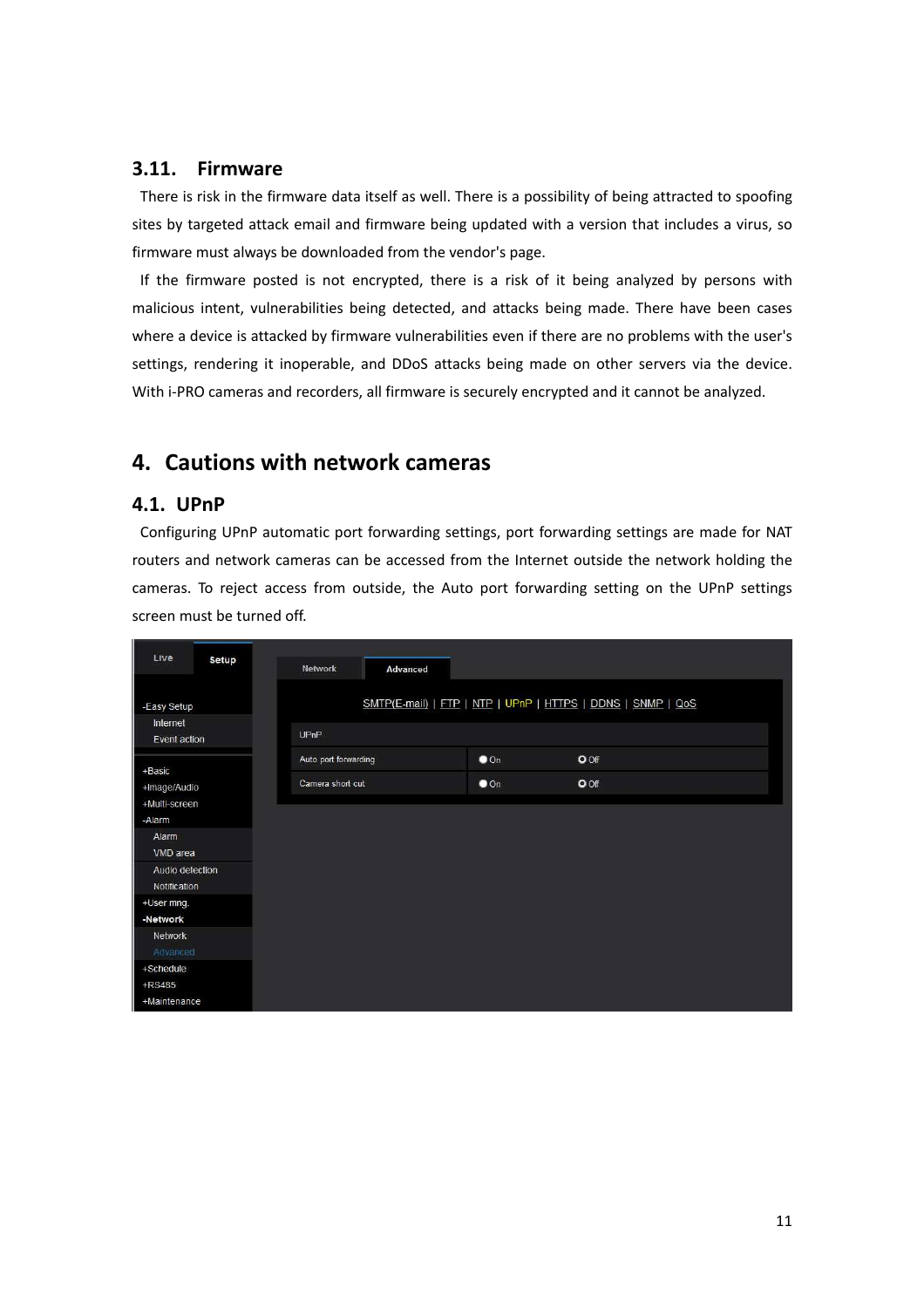### 3.11. Firmware

There is risk in the firmware data itself as well. There is a possibility of being attracted to spoofing sites by targeted attack email and firmware being updated with a version that includes a virus, so firmware must always be downloaded from the vendor's page.

If the firmware posted is not encrypted, there is a risk of it being analyzed by persons with malicious intent, vulnerabilities being detected, and attacks being made. There have been cases where a device is attacked by firmware vulnerabilities even if there are no problems with the user's settings, rendering it inoperable, and DDoS attacks being made on other servers via the device. With i-PRO cameras and recorders, all firmware is securely encrypted and it cannot be analyzed.

## 4. Cautions with network cameras

### 4.1. UPnP

Configuring UPnP automatic port forwarding settings, port forwarding settings are made for NAT routers and network cameras can be accessed from the Internet outside the network holding the cameras. To reject access from outside, the Auto port forwarding setting on the UPnP settings screen must be turned off.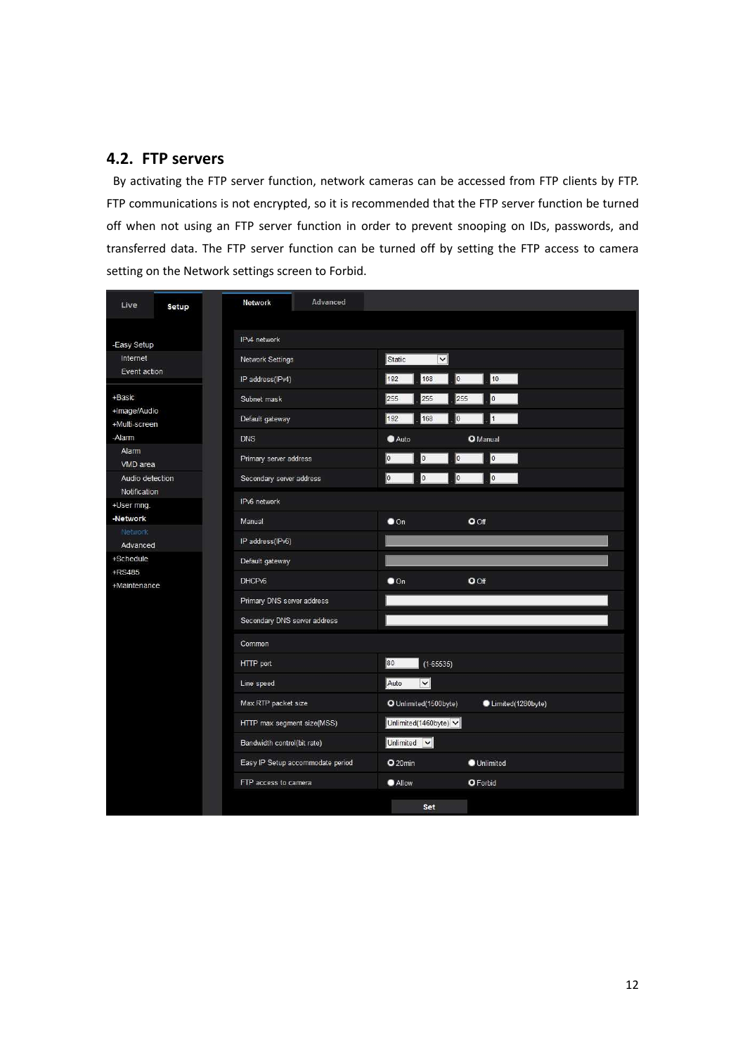## 4.2. FTP servers

By activating the FTP server function, network cameras can be accessed from FTP clients by FTP. FTP communications is not encrypted, so it is recommended that the FTP server function be turned off when not using an FTP server function in order to prevent snooping on IDs, passwords, and transferred data. The FTP server function can be turned off by setting the FTP access to camera setting on the Network settings screen to Forbid.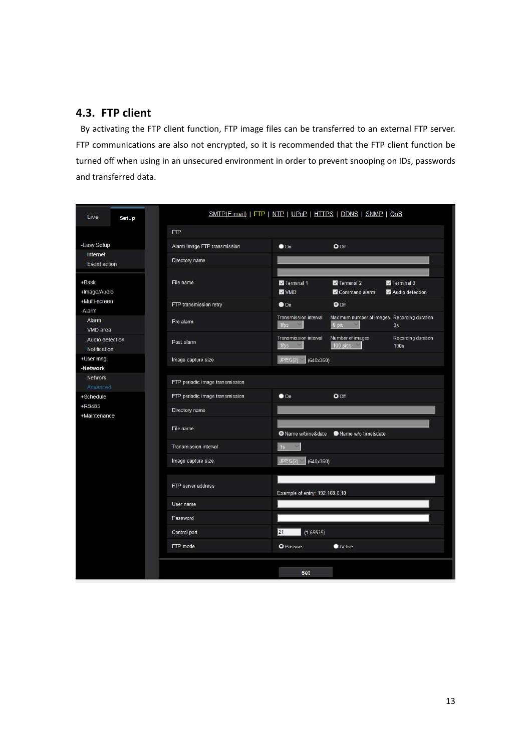## 4.3. FTP client

By activating the FTP client function, FTP image files can be transferred to an external FTP server. FTP communications are also not encrypted, so it is recommended that the FTP client function be turned off when using in an unsecured environment in order to prevent snooping on IDs, passwords and transferred data.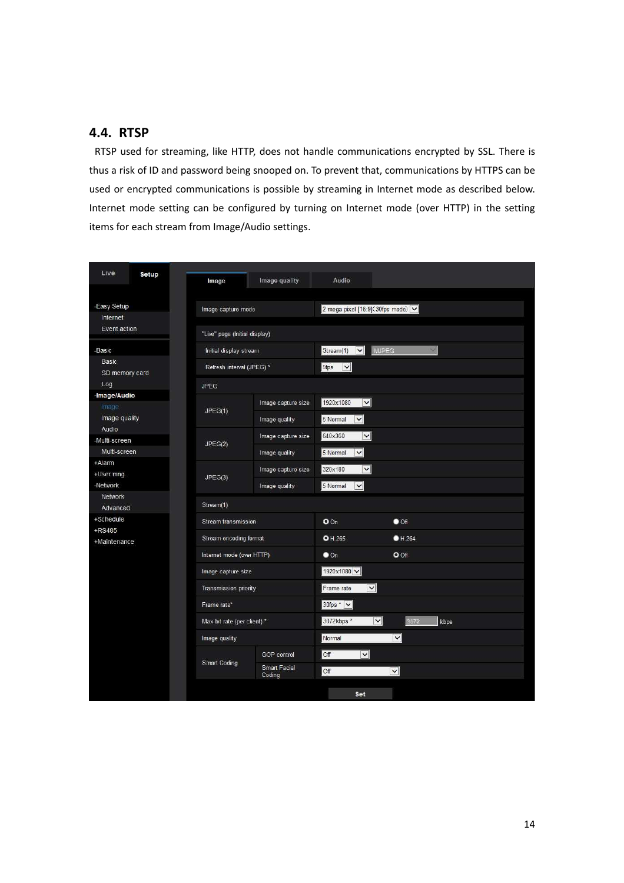## 4.4. RTSP

RTSP used for streaming, like HTTP, does not handle communications encrypted by SSL. There is thus a risk of ID and password being snooped on. To prevent that, communications by HTTPS can be used or encrypted communications is possible by streaming in Internet mode as described below. Internet mode setting can be configured by turning on Internet mode (over HTTP) in the setting items for each stream from Image/Audio settings.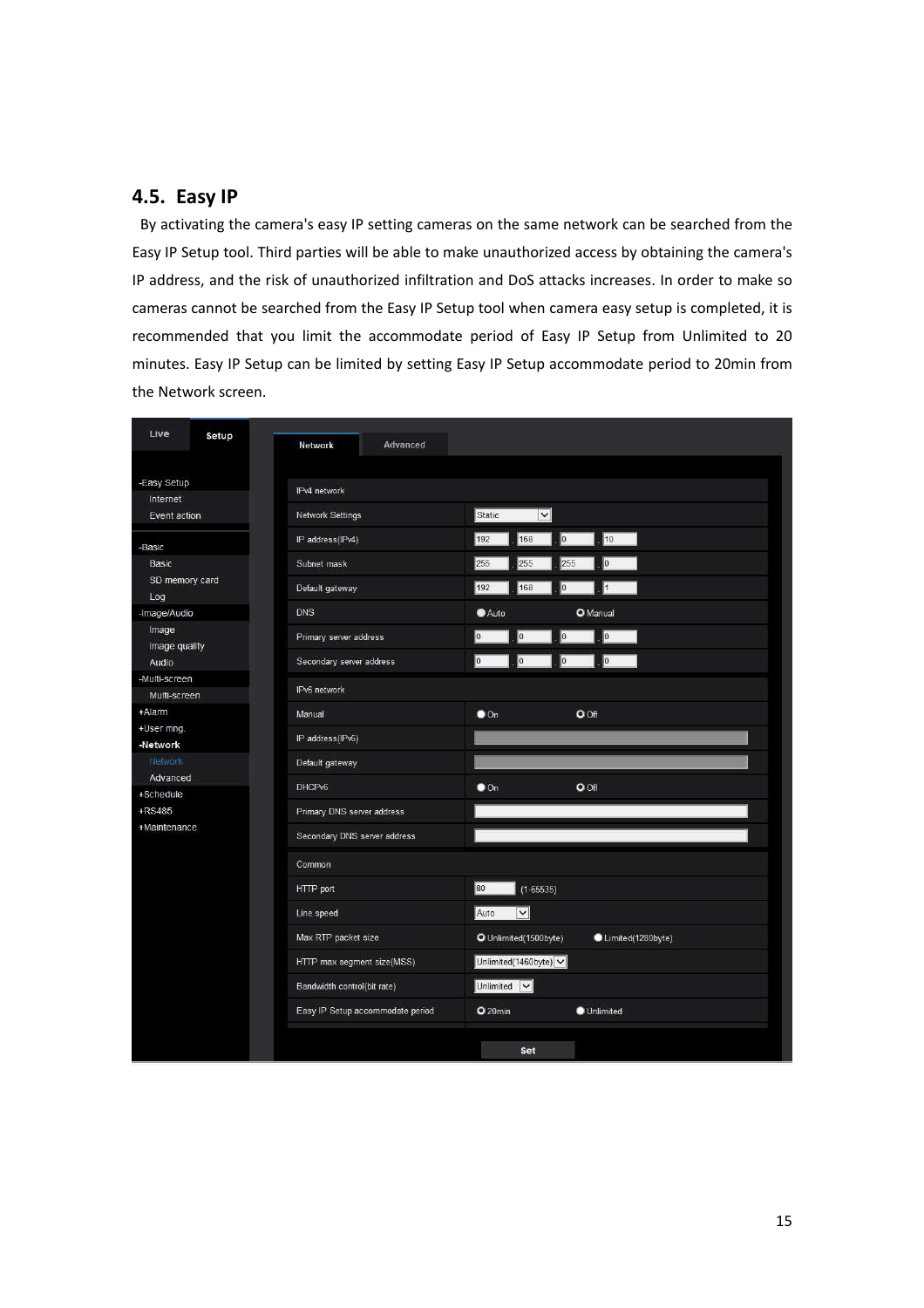## 4.5. Easy IP

By activating the camera's easy IP setting cameras on the same network can be searched from the Easy IP Setup tool. Third parties will be able to make unauthorized access by obtaining the camera's IP address, and the risk of unauthorized infiltration and DoS attacks increases. In order to make so cameras cannot be searched from the Easy IP Setup tool when camera easy setup is completed, it is recommended that you limit the accommodate period of Easy IP Setup from Unlimited to 20 minutes. Easy IP Setup can be limited by setting Easy IP Setup accommodate period to 20min from the Network screen.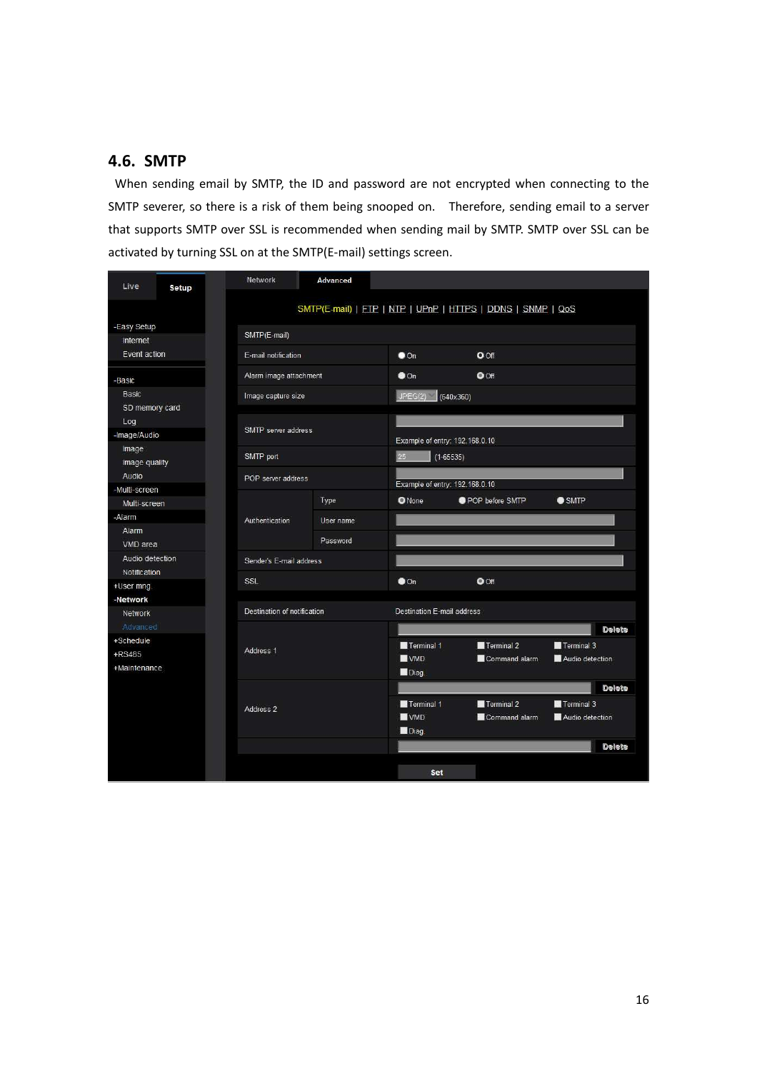## 4.6. SMTP

When sending email by SMTP, the ID and password are not encrypted when connecting to the SMTP severer, so there is a risk of them being snooped on. Therefore, sending email to a server that supports SMTP over SSL is recommended when sending mail by SMTP. SMTP over SSL can be activated by turning SSL on at the SMTP(E-mail) settings screen.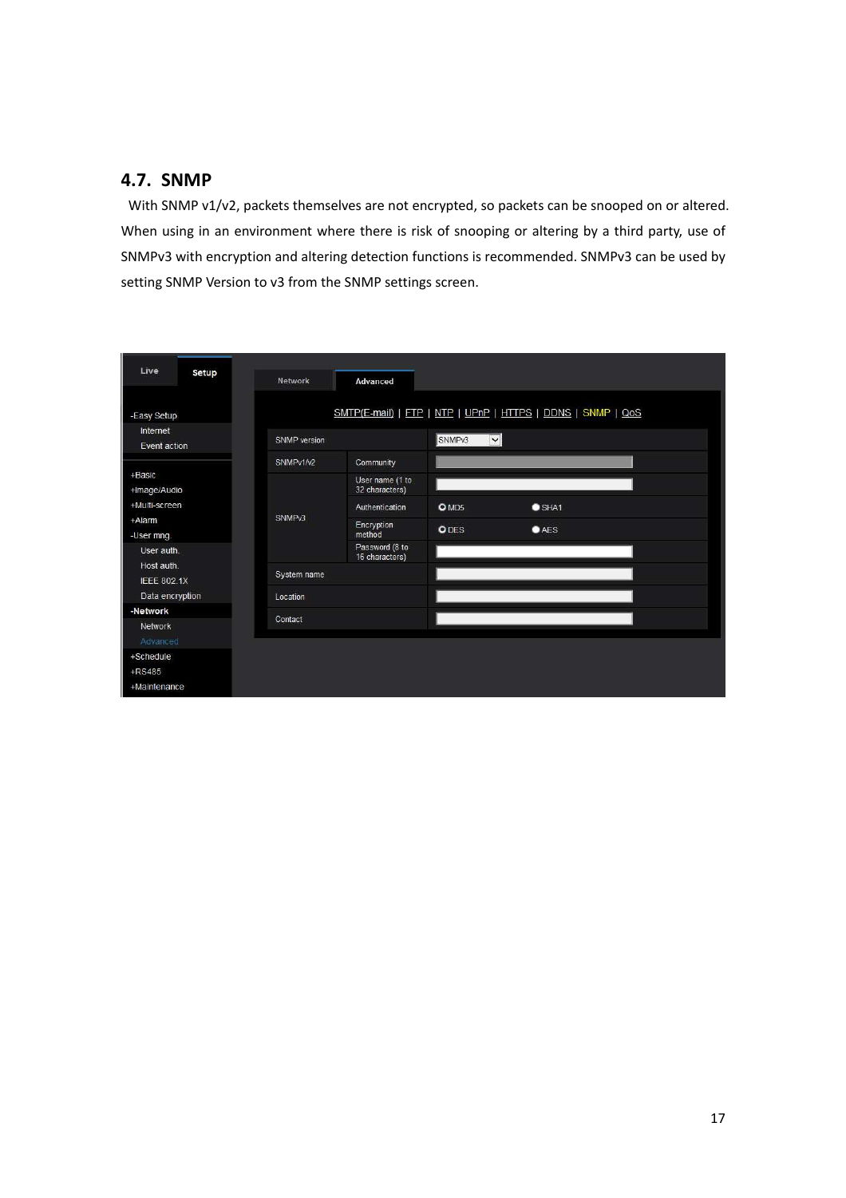## 4.7. SNMP

With SNMP v1/v2, packets themselves are not encrypted, so packets can be snooped on or altered. When using in an environment where there is risk of snooping or altering by a third party, use of SNMPv3 with encryption and altering detection functions is recommended. SNMPv3 can be used by setting SNMP Version to v3 from the SNMP settings screen.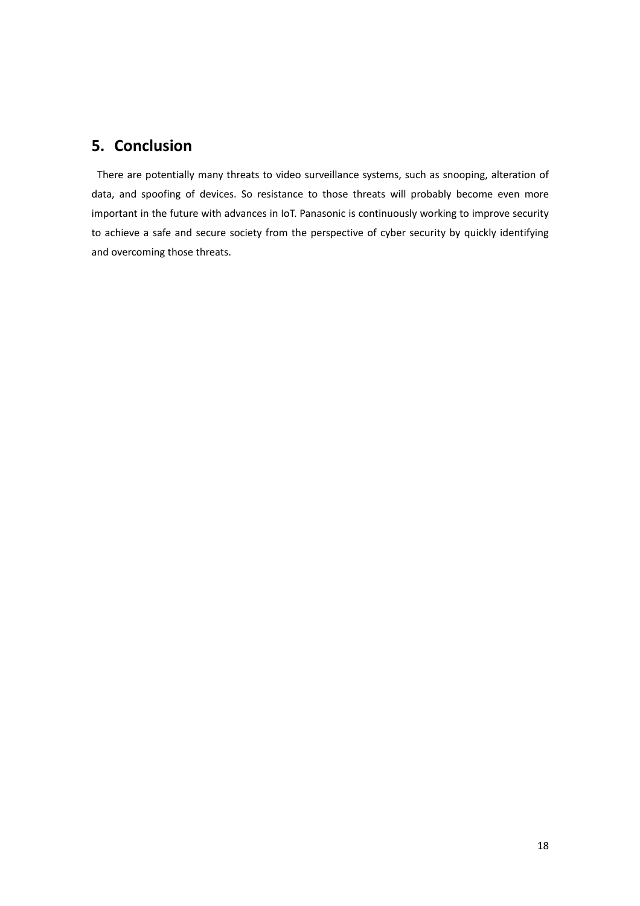## 5. Conclusion

There are potentially many threats to video surveillance systems, such as snooping, alteration of data, and spoofing of devices. So resistance to those threats will probably become even more important in the future with advances in IoT. Panasonic is continuously working to improve security to achieve a safe and secure society from the perspective of cyber security by quickly identifying and overcoming those threats.